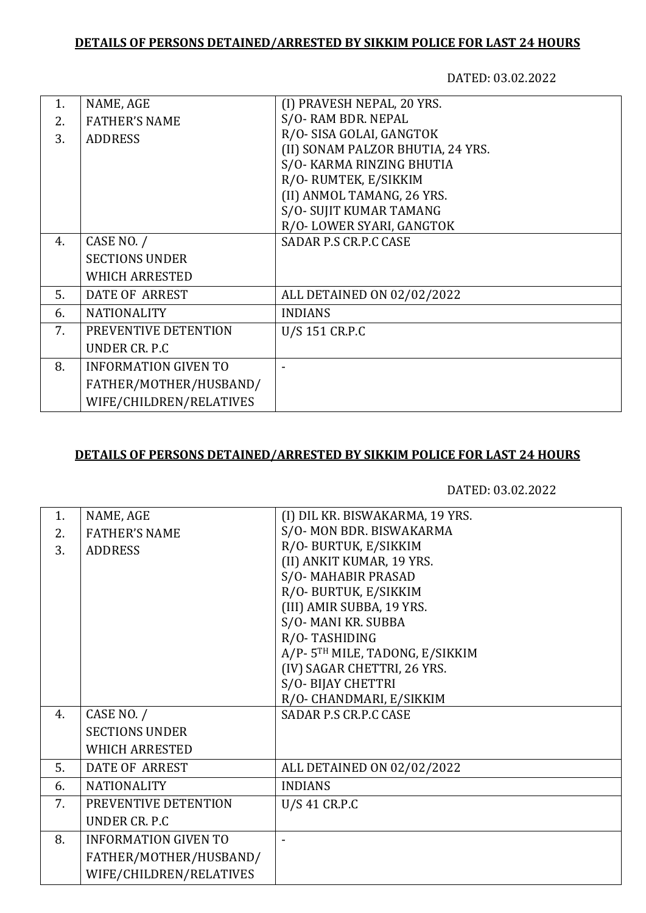**DETAILS OF PERSONS DETAINED/ARRESTED BY SIKKIM POLICE FOR LAST 24 HOURS**

DATED: 03.02.2022

| | | |
|---|---|---|
| 1.<br>2.<br>3. | NAME, AGE<br>FATHER'S NAME<br>ADDRESS | (I) PRAVESH NEPAL, 20 YRS.<br>S/O- RAM BDR. NEPAL<br>R/O- SISA GOLAI, GANGTOK<br>(II) SONAM PALZOR BHUTIA, 24 YRS.<br>S/O- KARMA RINZING BHUTIA<br>R/O- RUMTEK, E/SIKKIM<br>(II) ANMOL TAMANG, 26 YRS.<br>S/O- SUJIT KUMAR TAMANG<br>R/O- LOWER SYARI, GANGTOK |
| 4. | CASE NO. /<br>SECTIONS UNDER<br>WHICH ARRESTED | SADAR P.S CR.P.C CASE |
| 5. | DATE OF ARREST | ALL DETAINED ON 02/02/2022 |
| 6. | NATIONALITY | INDIANS |
| 7. | PREVENTIVE DETENTION<br>UNDER CR. P.C | U/S 151 CR.P.C |
| 8. | INFORMATION GIVEN TO<br>FATHER/MOTHER/HUSBAND/<br>WIFE/CHILDREN/RELATIVES | - |

**DETAILS OF PERSONS DETAINED/ARRESTED BY SIKKIM POLICE FOR LAST 24 HOURS**

DATED: 03.02.2022

| | | |
|---|---|---|
| 1.<br>2.<br>3. | NAME, AGE<br>FATHER'S NAME<br>ADDRESS | (I) DIL KR. BISWAKARMA, 19 YRS.<br>S/O- MON BDR. BISWAKARMA<br>R/O- BURTUK, E/SIKKIM<br>(II) ANKIT KUMAR, 19 YRS.<br>S/O- MAHABIR PRASAD<br>R/O- BURTUK, E/SIKKIM<br>(III) AMIR SUBBA, 19 YRS.<br>S/O- MANI KR. SUBBA<br>R/O- TASHIDING<br>A/P- 5TH MILE, TADONG, E/SIKKIM<br>(IV) SAGAR CHETTRI, 26 YRS.<br>S/O- BIJAY CHETTRI<br>R/O- CHANDMARI, E/SIKKIM |
| 4. | CASE NO. /<br>SECTIONS UNDER<br>WHICH ARRESTED | SADAR P.S CR.P.C CASE |
| 5. | DATE OF ARREST | ALL DETAINED ON 02/02/2022 |
| 6. | NATIONALITY | INDIANS |
| 7. | PREVENTIVE DETENTION<br>UNDER CR. P.C | U/S 41 CR.P.C |
| 8. | INFORMATION GIVEN TO<br>FATHER/MOTHER/HUSBAND/<br>WIFE/CHILDREN/RELATIVES | - |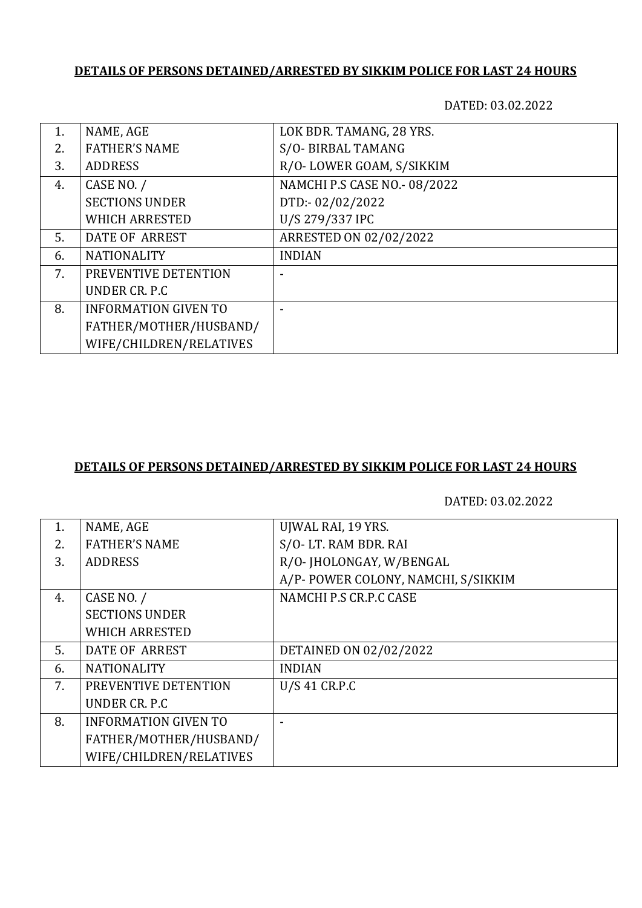**DETAILS OF PERSONS DETAINED/ARRESTED BY SIKKIM POLICE FOR LAST 24 HOURS**

DATED: 03.02.2022

| | | |
|---|---|---|
| 1.<br>2.<br>3. | NAME, AGE<br>FATHER'S NAME<br>ADDRESS | LOK BDR. TAMANG, 28 YRS.<br>S/O- BIRBAL TAMANG<br>R/O- LOWER GOAM, S/SIKKIM |
| 4. | CASE NO. /<br>SECTIONS UNDER<br>WHICH ARRESTED | NAMCHI P.S CASE NO.- 08/2022<br>DTD:- 02/02/2022<br>U/S 279/337 IPC |
| 5. | DATE OF ARREST | ARRESTED ON 02/02/2022 |
| 6. | NATIONALITY | INDIAN |
| 7. | PREVENTIVE DETENTION<br>UNDER CR. P.C | - |
| 8. | INFORMATION GIVEN TO<br>FATHER/MOTHER/HUSBAND/<br>WIFE/CHILDREN/RELATIVES | - |

**DETAILS OF PERSONS DETAINED/ARRESTED BY SIKKIM POLICE FOR LAST 24 HOURS**

DATED: 03.02.2022

| | | |
|---|---|---|
| 1.<br>2.<br>3. | NAME, AGE<br>FATHER'S NAME<br>ADDRESS | UJWAL RAI, 19 YRS.<br>S/O- LT. RAM BDR. RAI<br>R/O- JHOLONGAY, W/BENGAL<br>A/P- POWER COLONY, NAMCHI, S/SIKKIM |
| 4. | CASE NO. /<br>SECTIONS UNDER<br>WHICH ARRESTED | NAMCHI P.S CR.P.C CASE |
| 5. | DATE OF ARREST | DETAINED ON 02/02/2022 |
| 6. | NATIONALITY | INDIAN |
| 7. | PREVENTIVE DETENTION<br>UNDER CR. P.C | U/S 41 CR.P.C |
| 8. | INFORMATION GIVEN TO<br>FATHER/MOTHER/HUSBAND/<br>WIFE/CHILDREN/RELATIVES | - |